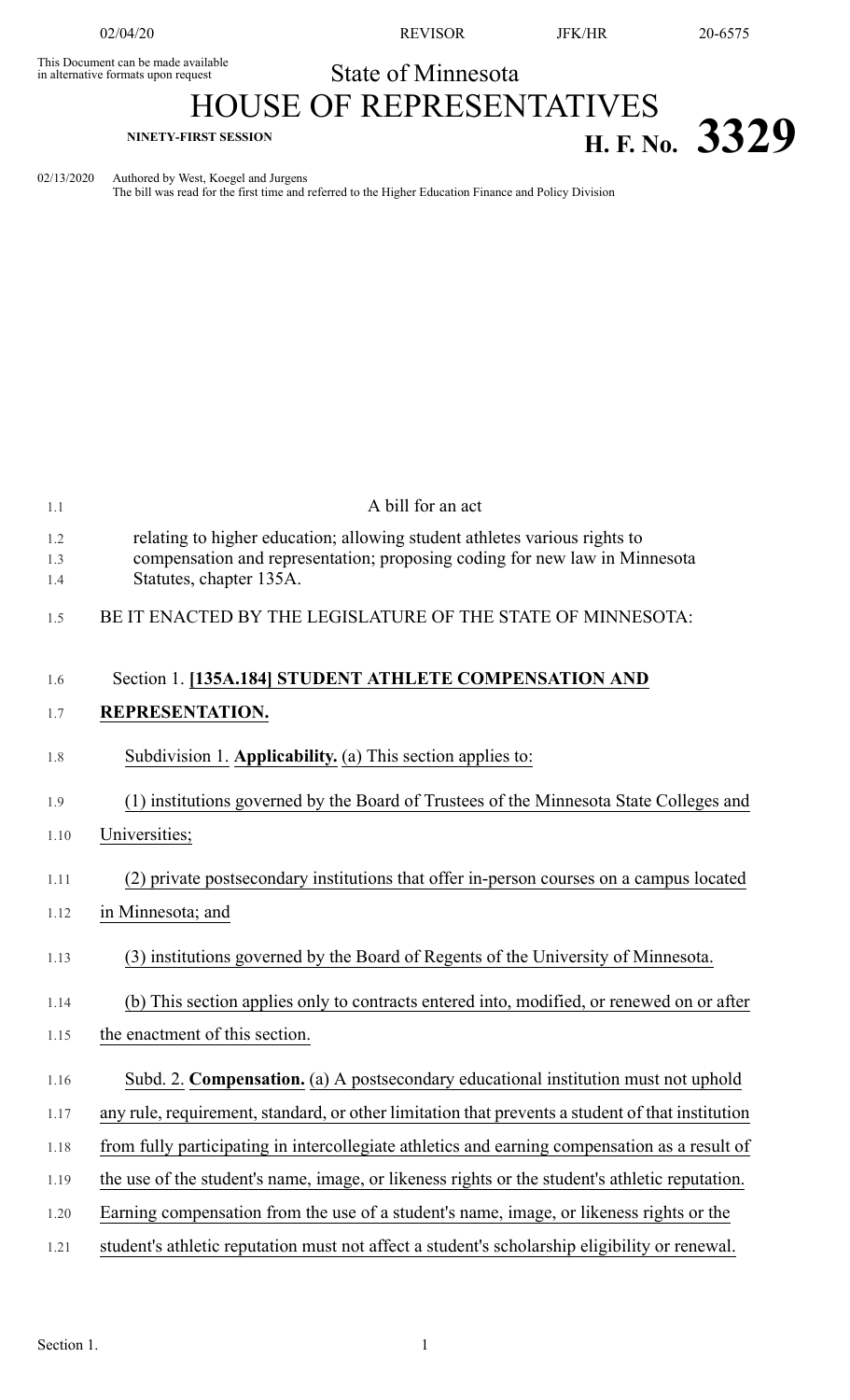This Document can be made available in alternative formats upon request

State of Minnesota

# HOUSE OF REPRESENTATIVES

**NINETY-FIRST SESSION**

# H. F. No. 3329

02/13/2020 Authored by West, Koegel and Jurgens
The bill was read for the first time and referred to the Higher Education Finance and Policy Division

A bill for an act

relating to higher education; allowing student athletes various rights to compensation and representation; proposing coding for new law in Minnesota Statutes, chapter 135A.

BE IT ENACTED BY THE LEGISLATURE OF THE STATE OF MINNESOTA:

Section 1. **[135A.184] STUDENT ATHLETE COMPENSATION AND REPRESENTATION.**

Subdivision 1. **Applicability.** (a) This section applies to:

(1) institutions governed by the Board of Trustees of the Minnesota State Colleges and Universities;

(2) private postsecondary institutions that offer in-person courses on a campus located in Minnesota; and

(3) institutions governed by the Board of Regents of the University of Minnesota.

(b) This section applies only to contracts entered into, modified, or renewed on or after the enactment of this section.

Subd. 2. **Compensation.** (a) A postsecondary educational institution must not uphold any rule, requirement, standard, or other limitation that prevents a student of that institution from fully participating in intercollegiate athletics and earning compensation as a result of the use of the student's name, image, or likeness rights or the student's athletic reputation. Earning compensation from the use of a student's name, image, or likeness rights or the student's athletic reputation must not affect a student's scholarship eligibility or renewal.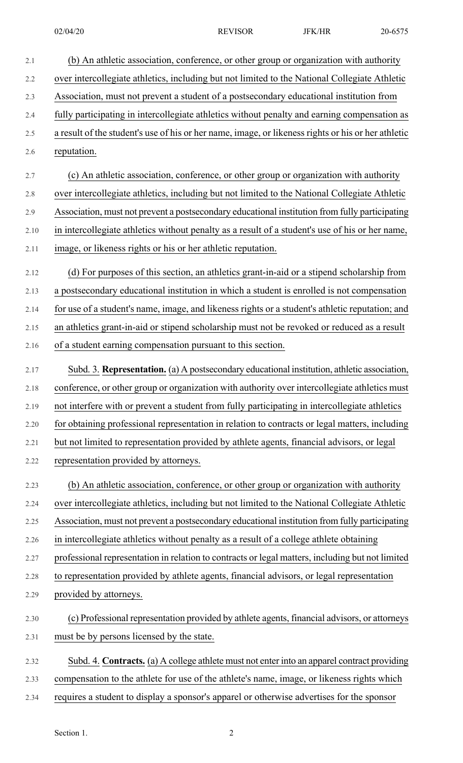(b) An athletic association, conference, or other group or organization with authority over intercollegiate athletics, including but not limited to the National Collegiate Athletic Association, must not prevent a student of a postsecondary educational institution from fully participating in intercollegiate athletics without penalty and earning compensation as a result of the student's use of his or her name, image, or likeness rights or his or her athletic reputation.

(c) An athletic association, conference, or other group or organization with authority over intercollegiate athletics, including but not limited to the National Collegiate Athletic Association, must not prevent a postsecondary educational institution from fully participating in intercollegiate athletics without penalty as a result of a student's use of his or her name, image, or likeness rights or his or her athletic reputation.

(d) For purposes of this section, an athletics grant-in-aid or a stipend scholarship from a postsecondary educational institution in which a student is enrolled is not compensation for use of a student's name, image, and likeness rights or a student's athletic reputation; and an athletics grant-in-aid or stipend scholarship must not be revoked or reduced as a result of a student earning compensation pursuant to this section.

Subd. 3. **Representation.** (a) A postsecondary educational institution, athletic association, conference, or other group or organization with authority over intercollegiate athletics must not interfere with or prevent a student from fully participating in intercollegiate athletics for obtaining professional representation in relation to contracts or legal matters, including but not limited to representation provided by athlete agents, financial advisors, or legal representation provided by attorneys.

(b) An athletic association, conference, or other group or organization with authority over intercollegiate athletics, including but not limited to the National Collegiate Athletic Association, must not prevent a postsecondary educational institution from fully participating in intercollegiate athletics without penalty as a result of a college athlete obtaining professional representation in relation to contracts or legal matters, including but not limited to representation provided by athlete agents, financial advisors, or legal representation provided by attorneys.

(c) Professional representation provided by athlete agents, financial advisors, or attorneys must be by persons licensed by the state.

Subd. 4. **Contracts.** (a) A college athlete must not enter into an apparel contract providing compensation to the athlete for use of the athlete's name, image, or likeness rights which requires a student to display a sponsor's apparel or otherwise advertises for the sponsor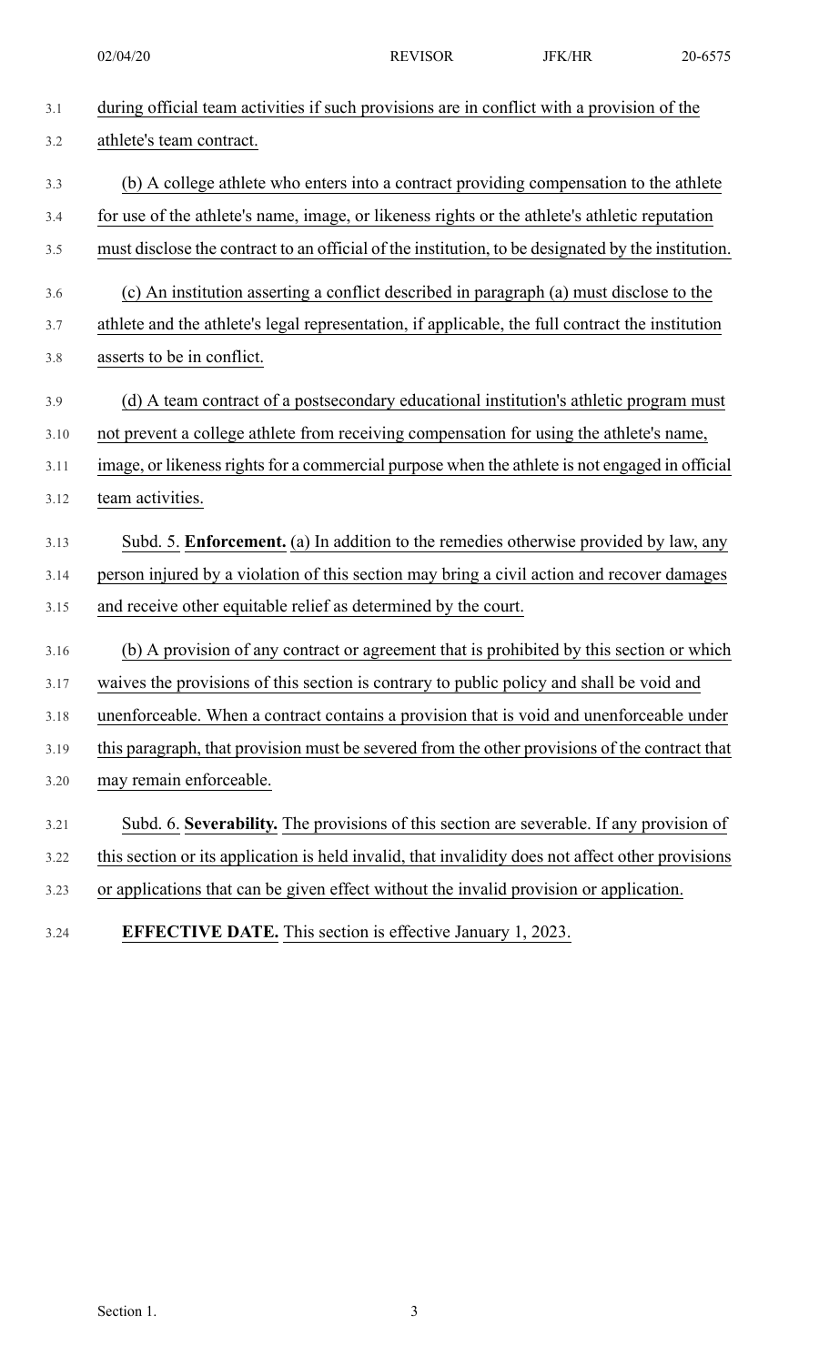during official team activities if such provisions are in conflict with a provision of the athlete's team contract.

(b) A college athlete who enters into a contract providing compensation to the athlete for use of the athlete's name, image, or likeness rights or the athlete's athletic reputation must disclose the contract to an official of the institution, to be designated by the institution.

(c) An institution asserting a conflict described in paragraph (a) must disclose to the athlete and the athlete's legal representation, if applicable, the full contract the institution asserts to be in conflict.

(d) A team contract of a postsecondary educational institution's athletic program must not prevent a college athlete from receiving compensation for using the athlete's name, image, or likeness rights for a commercial purpose when the athlete is not engaged in official team activities.

Subd. 5. **Enforcement.** (a) In addition to the remedies otherwise provided by law, any person injured by a violation of this section may bring a civil action and recover damages and receive other equitable relief as determined by the court.

(b) A provision of any contract or agreement that is prohibited by this section or which waives the provisions of this section is contrary to public policy and shall be void and unenforceable. When a contract contains a provision that is void and unenforceable under this paragraph, that provision must be severed from the other provisions of the contract that may remain enforceable.

Subd. 6. **Severability.** The provisions of this section are severable. If any provision of this section or its application is held invalid, that invalidity does not affect other provisions or applications that can be given effect without the invalid provision or application.

**EFFECTIVE DATE.** This section is effective January 1, 2023.